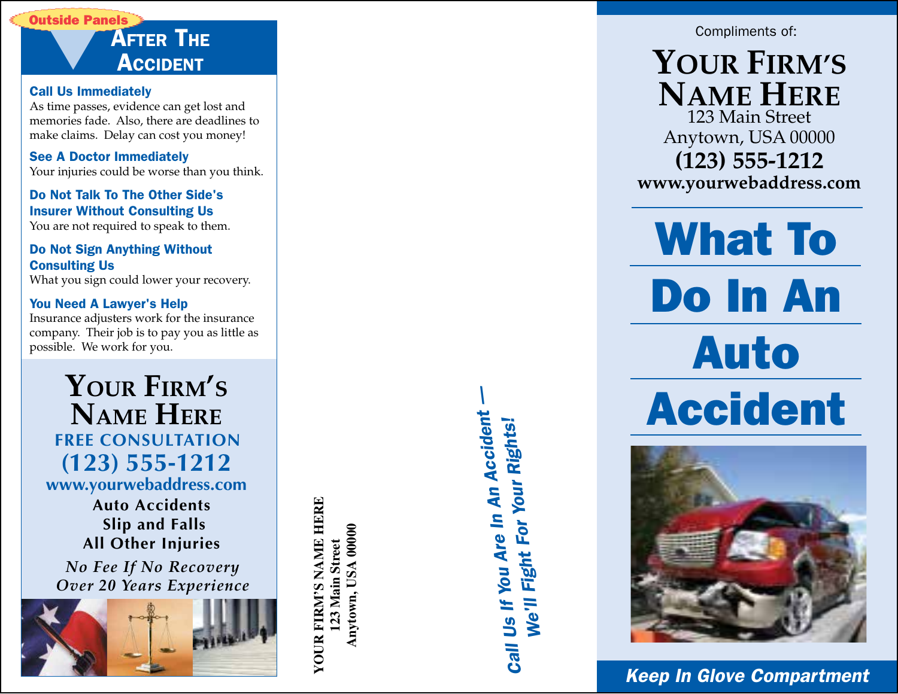Outside Panels

## After The Accident

**Call Us Immediately**
As time passes, evidence can get lost and memories fade. Also, there are deadlines to make claims. Delay can cost you money!

**See A Doctor Immediately**
Your injuries could be worse than you think.

**Do Not Talk To The Other Side's Insurer Without Consulting Us**
You are not required to speak to them.

**Do Not Sign Anything Without Consulting Us**
What you sign could lower your recovery.

**You Need A Lawyer's Help**
Insurance adjusters work for the insurance company. Their job is to pay you as little as possible. We work for you.

**YOUR FIRM'S NAME HERE**

FREE CONSULTATION

(123) 555-1212

www.yourwebaddress.com

Auto Accidents
Slip and Falls
All Other Injuries

*No Fee If No Recovery*
*Over 20 Years Experience*

YOUR FIRM'S NAME HERE
123 Main Street
Anytown, USA 00000

*Call Us If You Are In An Accident — We'll Fight For Your Rights!*

Compliments of:

**YOUR FIRM'S NAME HERE**
123 Main Street
Anytown, USA 00000
**(123) 555-1212**
**www.yourwebaddress.com**

# What To Do In An Auto Accident

*Keep In Glove Compartment*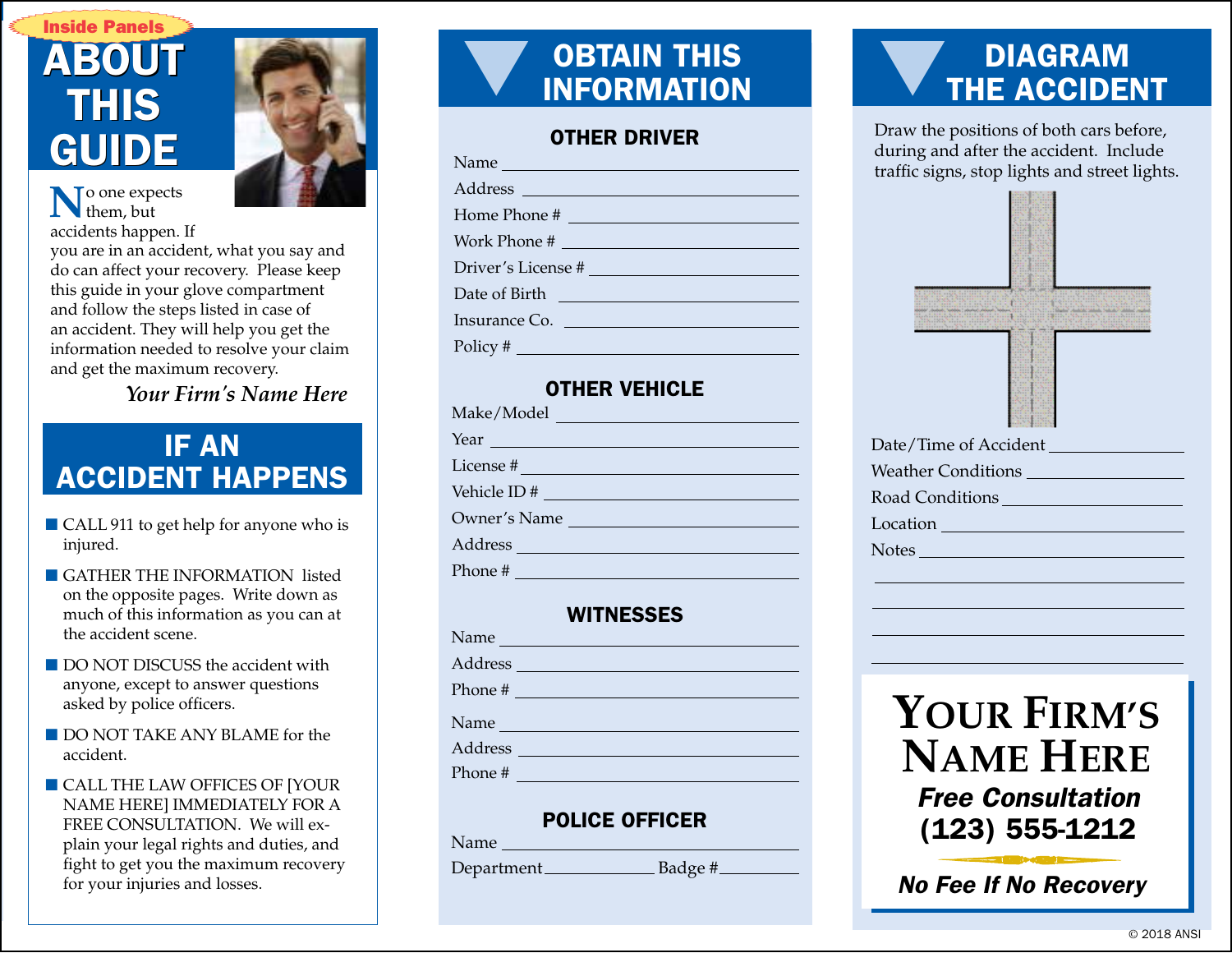Inside Panels

# ABOUT THIS GUIDE

No one expects them, but accidents happen. If you are in an accident, what you say and do can affect your recovery. Please keep this guide in your glove compartment and follow the steps listed in case of an accident. They will help you get the information needed to resolve your claim and get the maximum recovery.

*Your Firm's Name Here*

## IF AN ACCIDENT HAPPENS

- CALL 911 to get help for anyone who is injured.
- GATHER THE INFORMATION listed on the opposite pages. Write down as much of this information as you can at the accident scene.
- DO NOT DISCUSS the accident with anyone, except to answer questions asked by police officers.
- DO NOT TAKE ANY BLAME for the accident.
- CALL THE LAW OFFICES OF [YOUR NAME HERE] IMMEDIATELY FOR A FREE CONSULTATION. We will explain your legal rights and duties, and fight to get you the maximum recovery for your injuries and losses.

# OBTAIN THIS INFORMATION

### OTHER DRIVER

Name ____________________

Address ____________________

Home Phone # ____________________

Work Phone # ____________________

Driver's License # ____________________

Date of Birth ____________________

Insurance Co. ____________________

Policy # ____________________

### OTHER VEHICLE

Make/Model ____________________

Year ____________________

License # ____________________

Vehicle ID # ____________________

Owner's Name ____________________

Address ____________________

Phone # ____________________

### WITNESSES

Name ____________________

Address ____________________

Phone # ____________________

Name ____________________

Address ____________________

Phone # ____________________

### POLICE OFFICER

Name ____________________

Department ____________ Badge # ________

# DIAGRAM THE ACCIDENT

Draw the positions of both cars before, during and after the accident. Include traffic signs, stop lights and street lights.

Date/Time of Accident ____________________

Weather Conditions ____________________

Road Conditions ____________________

Location ____________________

Notes ____________________

____________________

____________________

____________________

____________________

## YOUR FIRM'S NAME HERE

***Free Consultation***

**(123) 555-1212**

***No Fee If No Recovery***

© 2018 ANSI